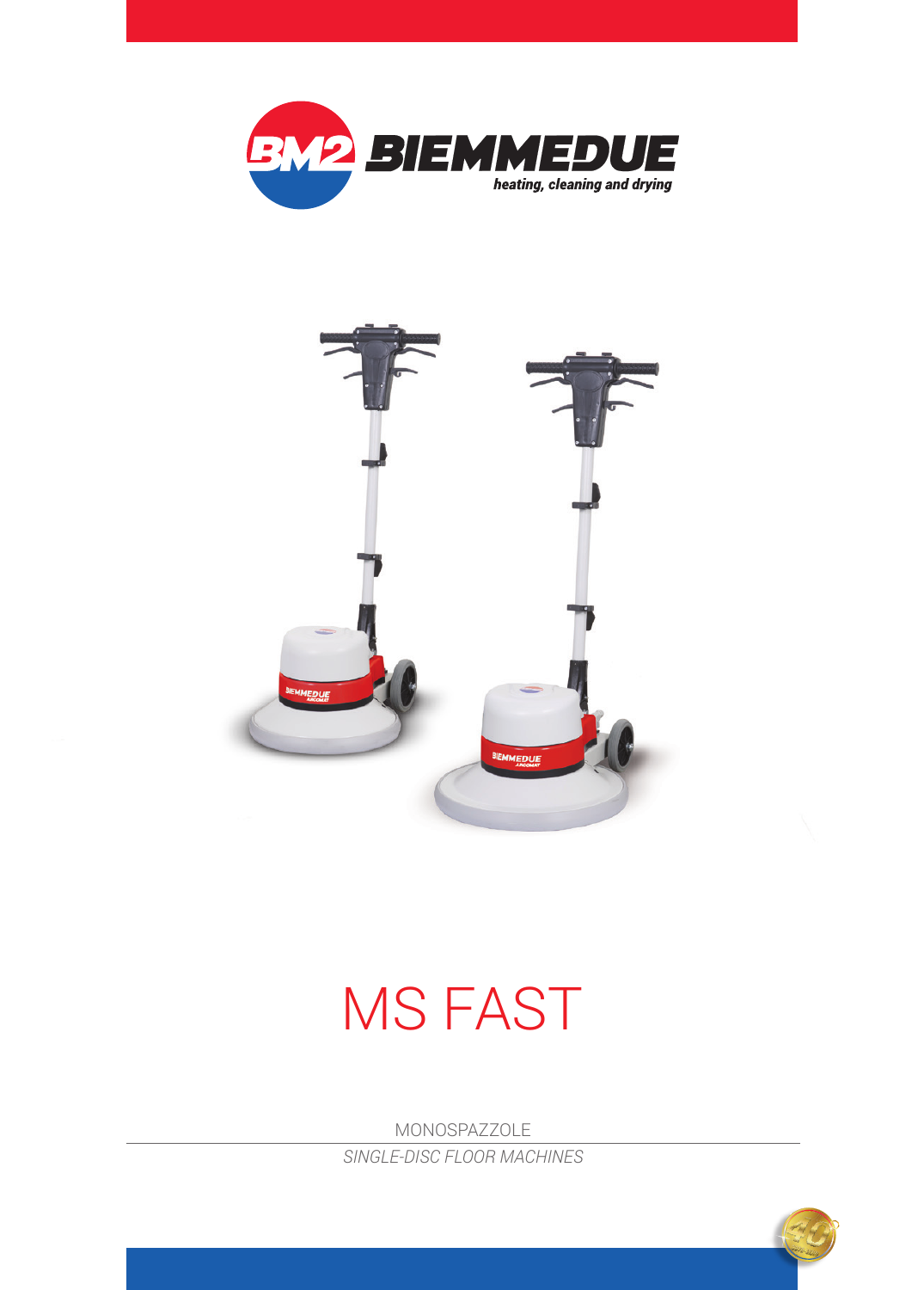BIEMMEDUE

*heating, cleaning and drying*

# MS FAST

MONOSPAZZOLE

*SINGLE-DISC FLOOR MACHINES*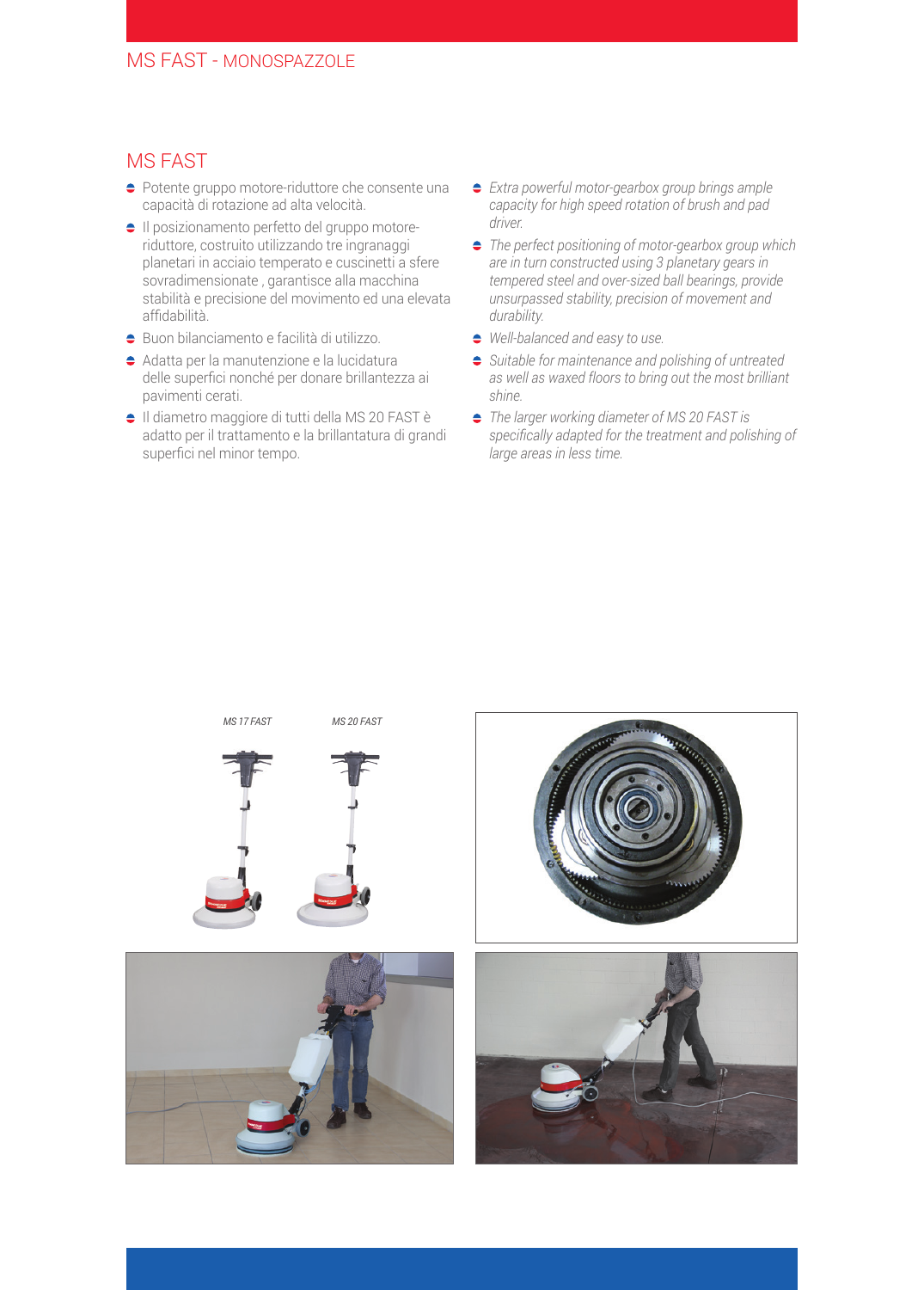# MS FAST - MONOSPAZZOLE

## MS FAST

- Potente gruppo motore-riduttore che consente una capacità di rotazione ad alta velocità.
- Il posizionamento perfetto del gruppo motore-riduttore, costruito utilizzando tre ingranaggi planetari in acciaio temperato e cuscinetti a sfere sovradimensionate , garantisce alla macchina stabilità e precisione del movimento ed una elevata affidabilità.
- Buon bilanciamento e facilità di utilizzo.
- Adatta per la manutenzione e la lucidatura delle superfici nonché per donare brillantezza ai pavimenti cerati.
- Il diametro maggiore di tutti della MS 20 FAST è adatto per il trattamento e la brillantatura di grandi superfici nel minor tempo.

- *Extra powerful motor-gearbox group brings ample capacity for high speed rotation of brush and pad driver.*
- *The perfect positioning of motor-gearbox group which are in turn constructed using 3 planetary gears in tempered steel and over-sized ball bearings, provide unsurpassed stability, precision of movement and durability.*
- *Well-balanced and easy to use.*
- *Suitable for maintenance and polishing of untreated as well as waxed floors to bring out the most brilliant shine.*
- *The larger working diameter of MS 20 FAST is specifically adapted for the treatment and polishing of large areas in less time.*

*MS 17 FAST* *MS 20 FAST*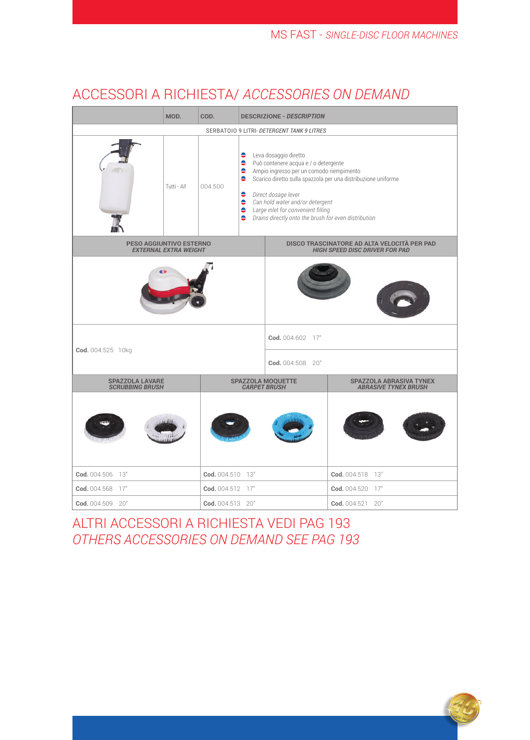## ACCESSORI A RICHIESTA/ *ACCESSORIES ON DEMAND*

| | MOD. | COD. | DESCRIZIONE - *DESCRIPTION* |
|---|---|---|---|
| SERBATOIO 9 LITRI- *DETERGENT TANK 9 LITRES* | | | |
| | Tutti - *All* | 004.500 | Leva dosaggio diretto<br>Può contenere acqua e / o detergente<br>Ampio ingresso per un comodo riempimento<br>Scarico diretto sulla spazzola per una distribuzione uniforme<br>*Direct dosage lever*<br>*Can hold water and/or detergent*<br>*Large inlet for convenient filling*<br>*Drains directly onto the brush for even distribution* |

| PESO AGGIUNTIVO ESTERNO *EXTERNAL EXTRA WEIGHT* | DISCO TRASCINATORE AD ALTA VELOCITÀ PER PAD *HIGH SPEED DISC DRIVER FOR PAD* |
|---|---|
| **Cod.** 004.525 10kg | **Cod.** 004.602 17" |
| | **Cod.** 004.508 20" |

| SPAZZOLA LAVARE *SCRUBBING BRUSH* | SPAZZOLA MOQUETTE *CARPET BRUSH* | SPAZZOLA ABRASIVA TYNEX *ABRASIVE TYNEX BRUSH* |
|---|---|---|
| **Cod.** 004.506 13" | **Cod.** 004.510 13" | **Cod.** 004.518 13" |
| **Cod.** 004.568 17" | **Cod.** 004.512 17" | **Cod.** 004.520 17" |
| **Cod.** 004.509 20" | **Cod.** 004.513 20" | **Cod.** 004.521 20" |

## ALTRI ACCESSORI A RICHIESTA VEDI PAG 193
## *OTHERS ACCESSORIES ON DEMAND SEE PAG 193*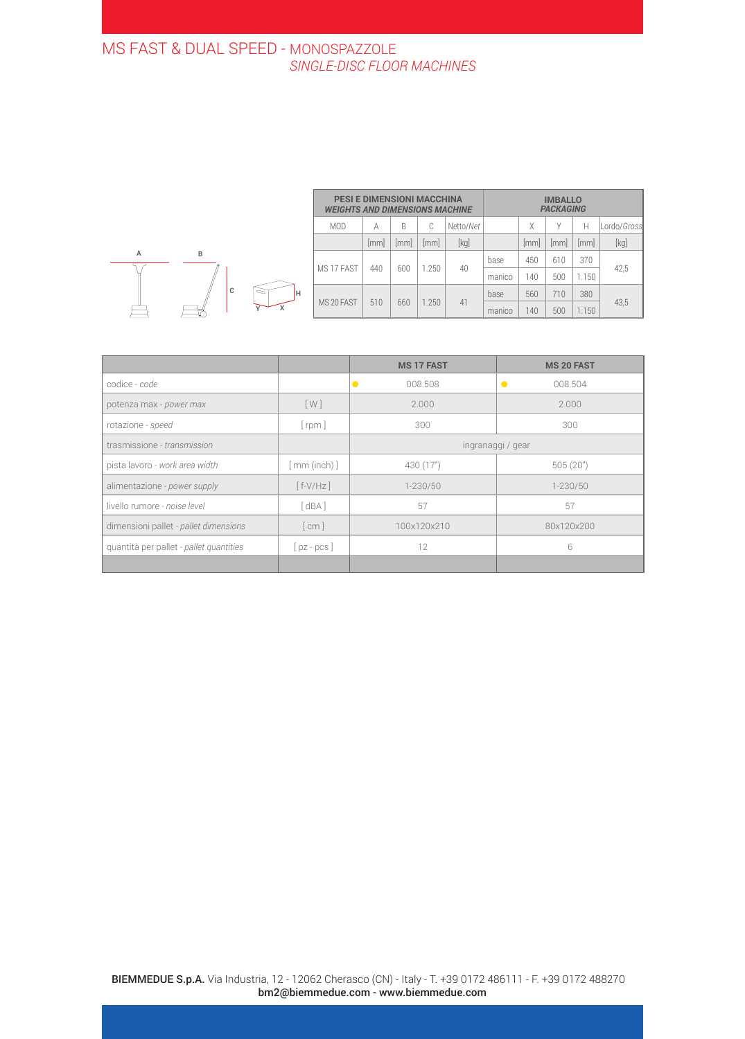# MS FAST & DUAL SPEED - MONOSPAZZOLE

*SINGLE-DISC FLOOR MACHINES*

A B C H Y X

| PESI E DIMENSIONI MACCHINA *WEIGHTS AND DIMENSIONS MACHINE* | | | | | IMBALLO *PACKAGING* | | | | |
|---|---|---|---|---|---|---|---|---|---|
| MOD | A | B | C | Netto/*Net* | | X | Y | H | Lordo/*Gross* |
| | [mm] | [mm] | [mm] | [kg] | | [mm] | [mm] | [mm] | [kg] |
| MS 17 FAST | 440 | 600 | 1.250 | 40 | base | 450 | 610 | 370 | 42,5 |
| | | | | | manico | 140 | 500 | 1.150 | |
| MS 20 FAST | 510 | 660 | 1.250 | 41 | base | 560 | 710 | 380 | 43,5 |
| | | | | | manico | 140 | 500 | 1.150 | |

| | | MS 17 FAST | MS 20 FAST |
|---|---|---|---|
| codice - *code* | | ● 008.508 | ● 008.504 |
| potenza max - *power max* | [ W ] | 2.000 | 2.000 |
| rotazione - *speed* | [ rpm ] | 300 | 300 |
| trasmissione - *transmission* | | ingranaggi / gear | |
| pista lavoro - *work area width* | [ mm (inch) ] | 430 (17") | 505 (20") |
| alimentazione - *power supply* | [ f-V/Hz ] | 1-230/50 | 1-230/50 |
| livello rumore - *noise level* | [ dBA ] | 57 | 57 |
| dimensioni pallet - *pallet dimensions* | [ cm ] | 100x120x210 | 80x120x200 |
| quantità per pallet - *pallet quantities* | [ pz - pcs ] | 12 | 6 |

**BIEMMEDUE S.p.A.** Via Industria, 12 - 12062 Cherasco (CN) - Italy - T. +39 0172 486111 - F. +39 0172 488270
**bm2@biemmedue.com - www.biemmedue.com**